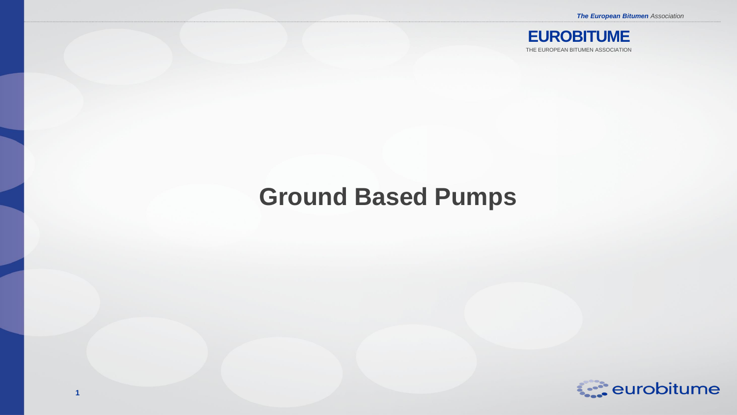# Ground Based Pumps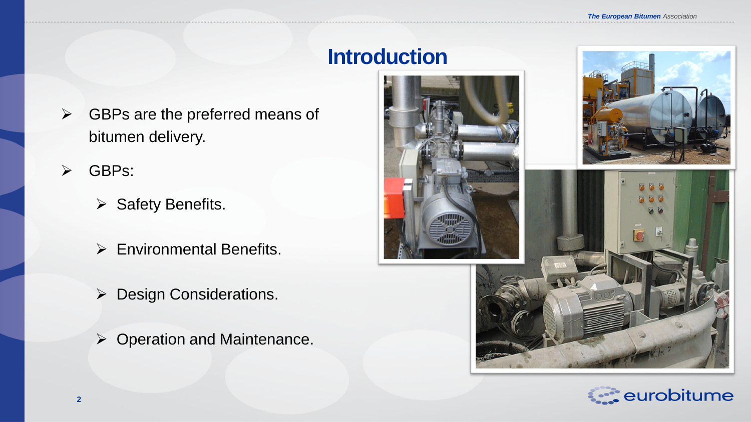# Introduction

- GBPs are the preferred means of bitumen delivery.
- GBPs:
  - Safety Benefits.
  - Environmental Benefits.
  - Design Considerations.
  - Operation and Maintenance.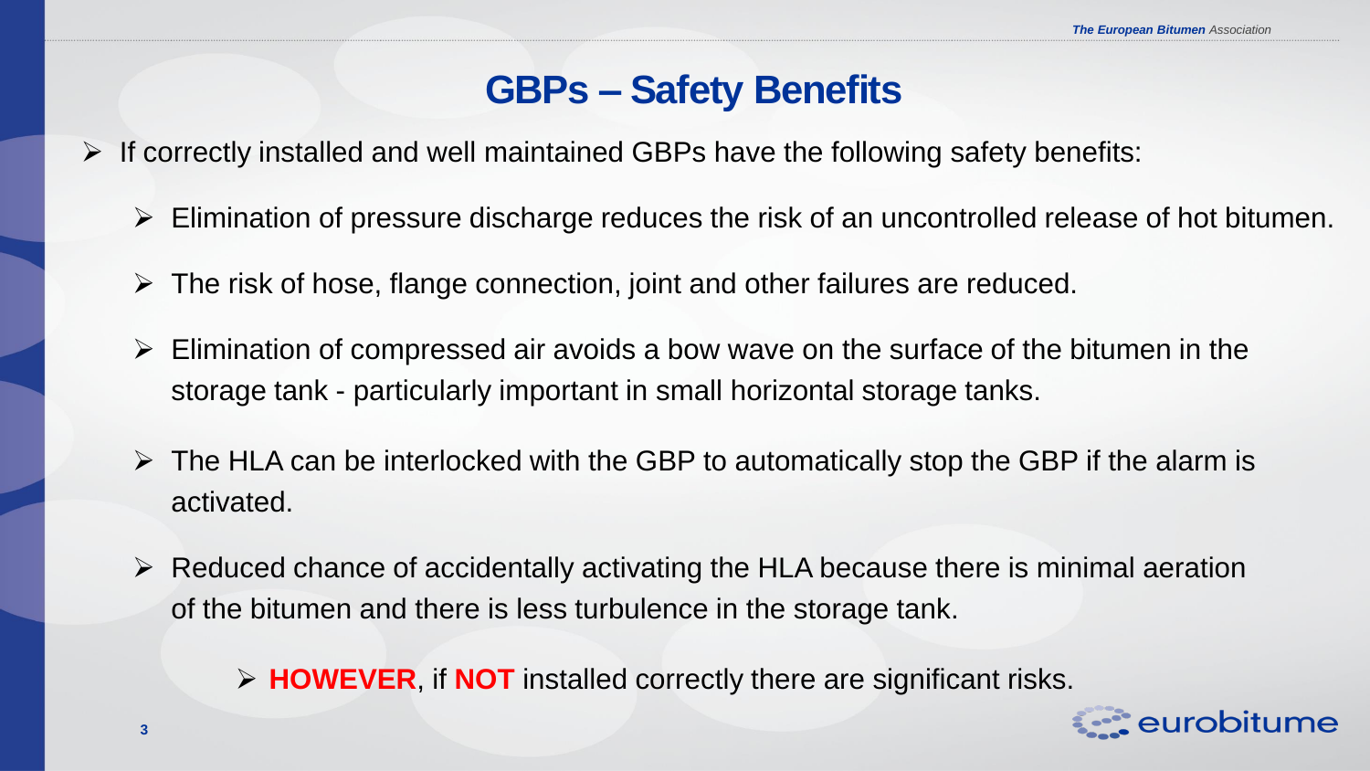# GBPs – Safety Benefits

- If correctly installed and well maintained GBPs have the following safety benefits:
  - Elimination of pressure discharge reduces the risk of an uncontrolled release of hot bitumen.
  - The risk of hose, flange connection, joint and other failures are reduced.
  - Elimination of compressed air avoids a bow wave on the surface of the bitumen in the storage tank - particularly important in small horizontal storage tanks.
  - The HLA can be interlocked with the GBP to automatically stop the GBP if the alarm is activated.
  - Reduced chance of accidentally activating the HLA because there is minimal aeration of the bitumen and there is less turbulence in the storage tank.
    - **HOWEVER**, if **NOT** installed correctly there are significant risks.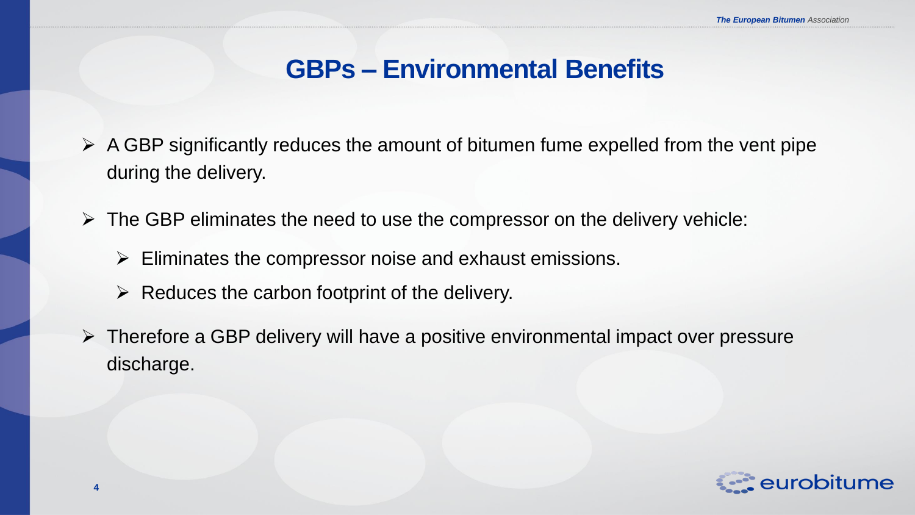# GBPs – Environmental Benefits

- A GBP significantly reduces the amount of bitumen fume expelled from the vent pipe during the delivery.
- The GBP eliminates the need to use the compressor on the delivery vehicle:
  - Eliminates the compressor noise and exhaust emissions.
  - Reduces the carbon footprint of the delivery.
- Therefore a GBP delivery will have a positive environmental impact over pressure discharge.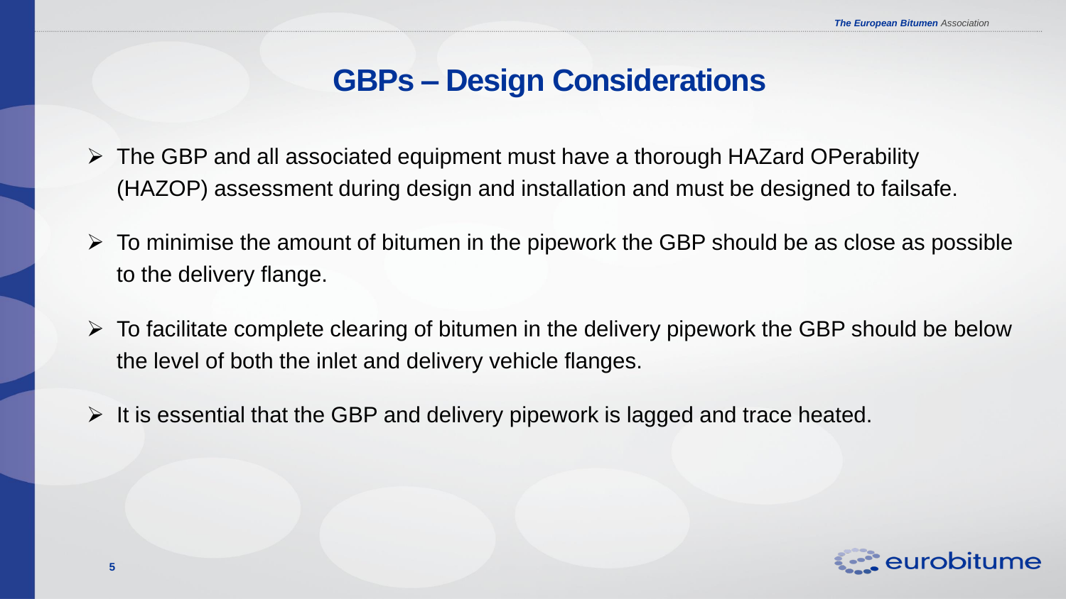# GBPs – Design Considerations

- The GBP and all associated equipment must have a thorough HAZard OPerability (HAZOP) assessment during design and installation and must be designed to failsafe.
- To minimise the amount of bitumen in the pipework the GBP should be as close as possible to the delivery flange.
- To facilitate complete clearing of bitumen in the delivery pipework the GBP should be below the level of both the inlet and delivery vehicle flanges.
- It is essential that the GBP and delivery pipework is lagged and trace heated.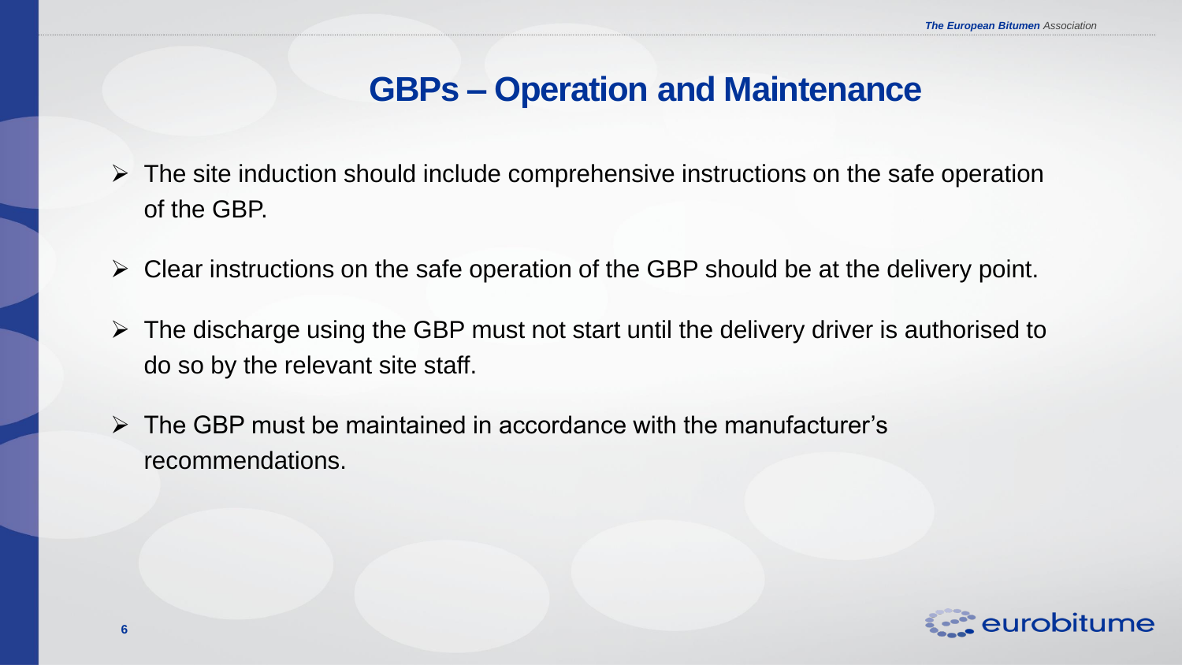# GBPs – Operation and Maintenance

- The site induction should include comprehensive instructions on the safe operation of the GBP.
- Clear instructions on the safe operation of the GBP should be at the delivery point.
- The discharge using the GBP must not start until the delivery driver is authorised to do so by the relevant site staff.
- The GBP must be maintained in accordance with the manufacturer's recommendations.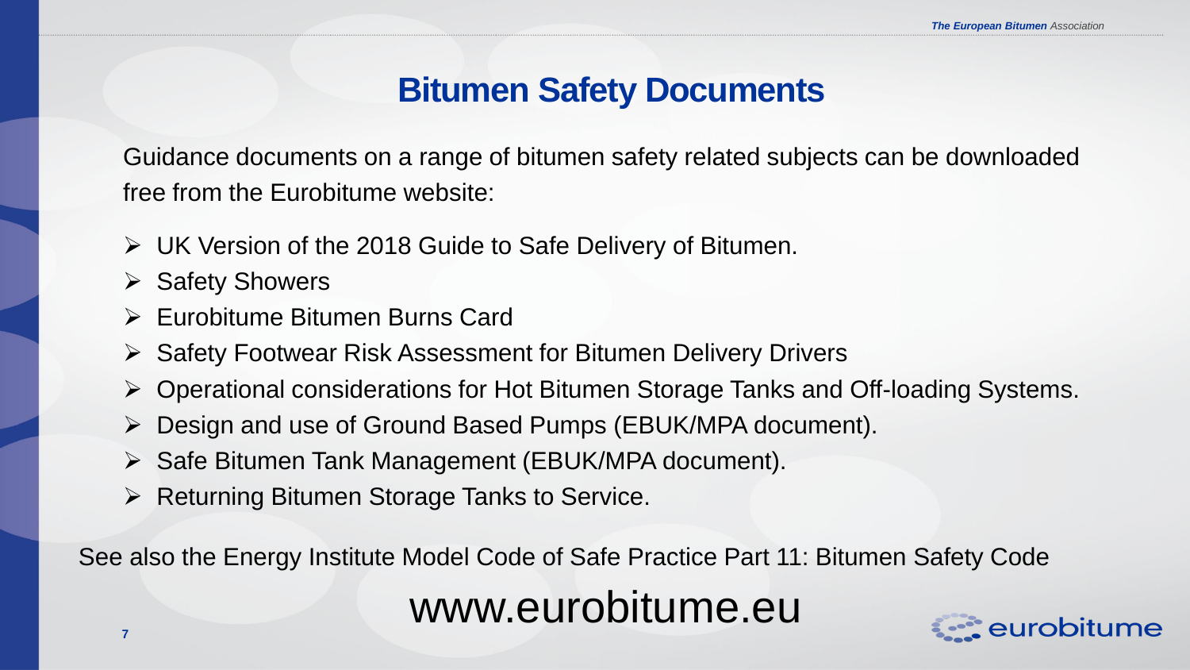# Bitumen Safety Documents

Guidance documents on a range of bitumen safety related subjects can be downloaded free from the Eurobitume website:

- UK Version of the 2018 Guide to Safe Delivery of Bitumen.
- Safety Showers
- Eurobitume Bitumen Burns Card
- Safety Footwear Risk Assessment for Bitumen Delivery Drivers
- Operational considerations for Hot Bitumen Storage Tanks and Off-loading Systems.
- Design and use of Ground Based Pumps (EBUK/MPA document).
- Safe Bitumen Tank Management (EBUK/MPA document).
- Returning Bitumen Storage Tanks to Service.

See also the Energy Institute Model Code of Safe Practice Part 11: Bitumen Safety Code

www.eurobitume.eu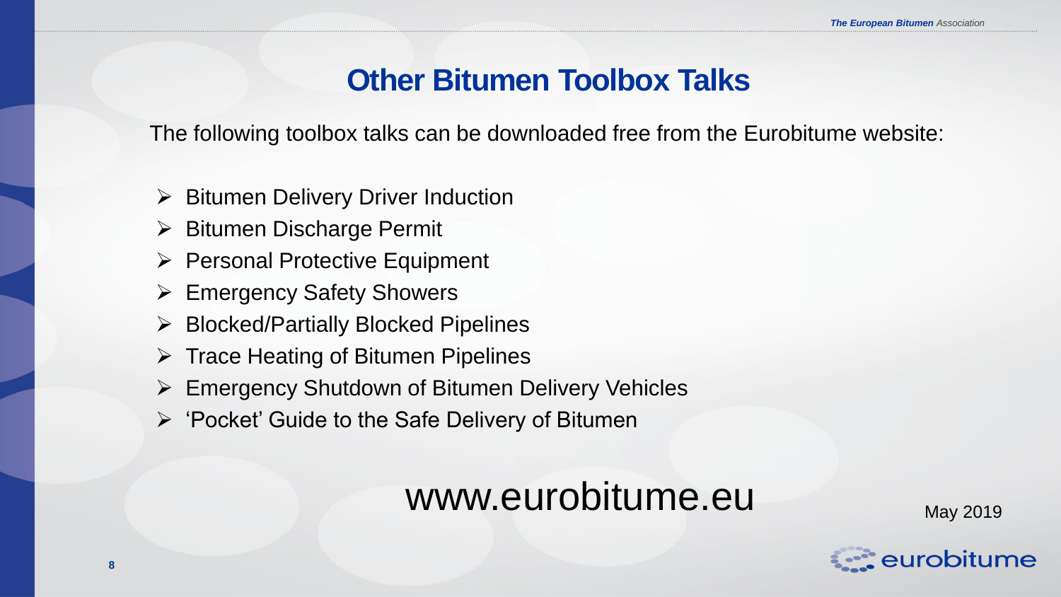# Other Bitumen Toolbox Talks

The following toolbox talks can be downloaded free from the Eurobitume website:

- Bitumen Delivery Driver Induction
- Bitumen Discharge Permit
- Personal Protective Equipment
- Emergency Safety Showers
- Blocked/Partially Blocked Pipelines
- Trace Heating of Bitumen Pipelines
- Emergency Shutdown of Bitumen Delivery Vehicles
- 'Pocket' Guide to the Safe Delivery of Bitumen

www.eurobitume.eu

May 2019